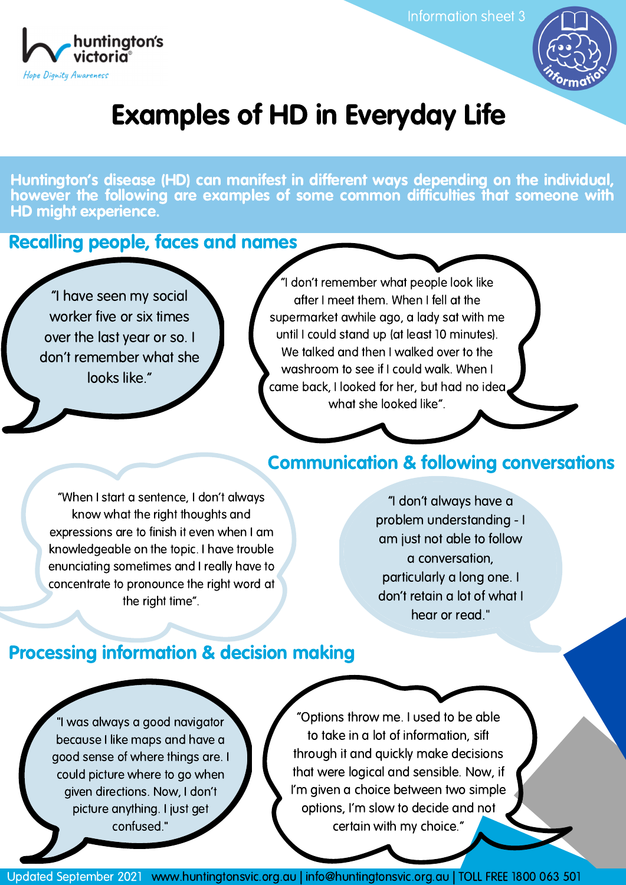Information sheet 3

huntington's victoria

*Hope Dignity Awareness*

# Examples of HD in Everyday Life

**Huntington's disease (HD) can manifest in different ways depending on the individual, however the following are examples of some common difficulties that someone with HD might experience.**

## Recalling people, faces and names

"I have seen my social worker five or six times over the last year or so. I don't remember what she looks like."

"I don't remember what people look like after I meet them. When I fell at the supermarket awhile ago, a lady sat with me until I could stand up (at least 10 minutes). We talked and then I walked over to the washroom to see if I could walk. When I came back, I looked for her, but had no idea what she looked like".

## Communication & following conversations

"When I start a sentence, I don't always know what the right thoughts and expressions are to finish it even when I am knowledgeable on the topic. I have trouble enunciating sometimes and I really have to concentrate to pronounce the right word at the right time".

"I don't always have a problem understanding - I am just not able to follow a conversation, particularly a long one. I don't retain a lot of what I hear or read."

## Processing information & decision making

"I was always a good navigator because I like maps and have a good sense of where things are. I could picture where to go when given directions. Now, I don't picture anything. I just get confused."

"Options throw me. I used to be able to take in a lot of information, sift through it and quickly make decisions that were logical and sensible. Now, if I'm given a choice between two simple options, I'm slow to decide and not certain with my choice."

Updated September 2021 www.huntingtonsvic.org.au | info@huntingtonsvic.org.au | TOLL FREE 1800 063 501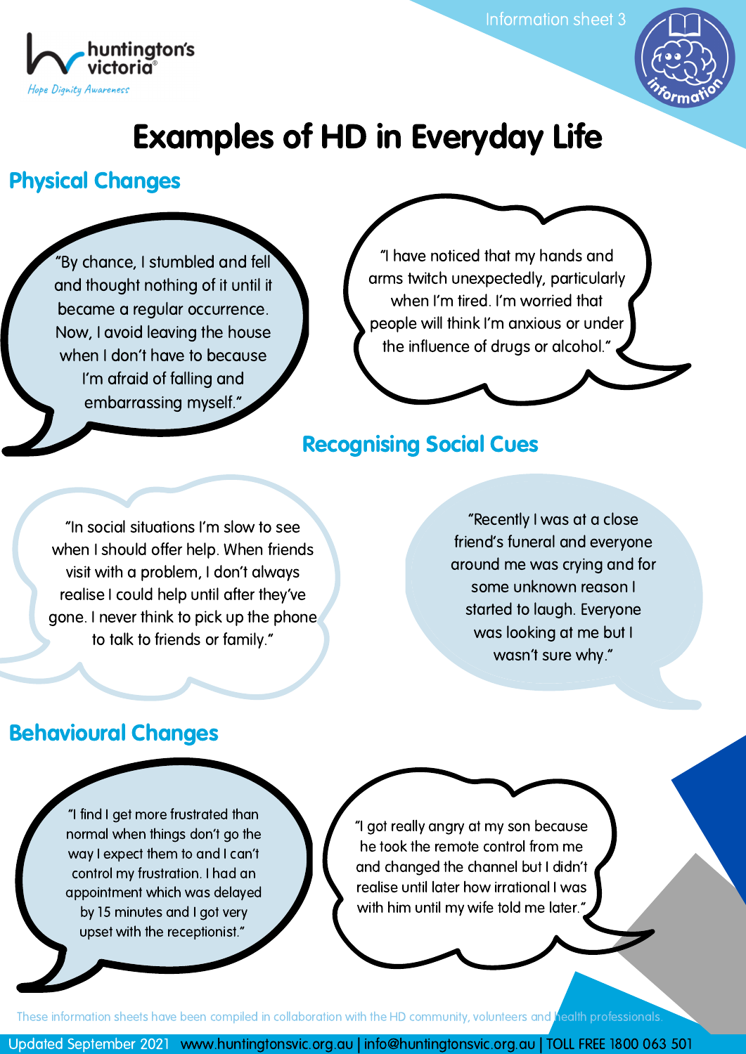huntington's victoria

*Hope Dignity Awareness*

Information sheet 3

# Examples of HD in Everyday Life

## Physical Changes

"By chance, I stumbled and fell and thought nothing of it until it became a regular occurrence. Now, I avoid leaving the house when I don't have to because I'm afraid of falling and embarrassing myself."

"I have noticed that my hands and arms twitch unexpectedly, particularly when I'm tired. I'm worried that people will think I'm anxious or under the influence of drugs or alcohol."

## Recognising Social Cues

"In social situations I'm slow to see when I should offer help. When friends visit with a problem, I don't always realise I could help until after they've gone. I never think to pick up the phone to talk to friends or family."

"Recently I was at a close friend's funeral and everyone around me was crying and for some unknown reason I started to laugh. Everyone was looking at me but I wasn't sure why."

## Behavioural Changes

"I find I get more frustrated than normal when things don't go the way I expect them to and I can't control my frustration. I had an appointment which was delayed by 15 minutes and I got very upset with the receptionist."

"I got really angry at my son because he took the remote control from me and changed the channel but I didn't realise until later how irrational I was with him until my wife told me later."

These information sheets have been compiled in collaboration with the HD community, volunteers and health professionals.

Updated September 2021 www.huntingtonsvic.org.au | info@huntingtonsvic.org.au | TOLL FREE 1800 063 501